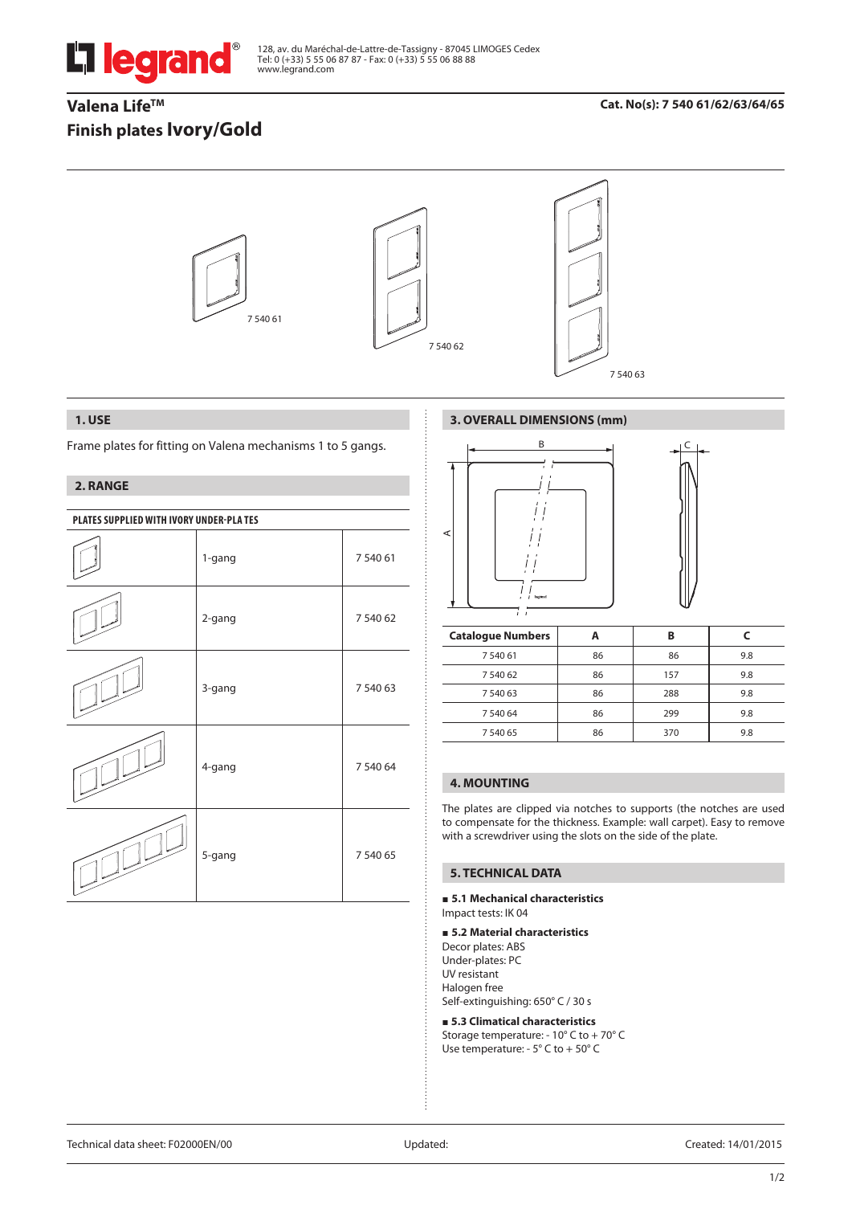legrand®

128, av. du Maréchal-de-Lattre-de-Tassigny - 87045 LIMOGES Cedex
Tel: 0 (+33) 5 55 06 87 87 - Fax: 0 (+33) 5 55 06 88 88
www.legrand.com

# Valena Life™
# Finish plates Ivory/Gold

**Cat. No(s): 7 540 61/62/63/64/65**

7 540 61

7 540 62

7 540 63

## 1. USE

Frame plates for fitting on Valena mechanisms 1 to 5 gangs.

## 2. RANGE

| PLATES SUPPLIED WITH IVORY UNDER-PLATES | | |
|---|---|---|
| | 1-gang | 7 540 61 |
| | 2-gang | 7 540 62 |
| | 3-gang | 7 540 63 |
| | 4-gang | 7 540 64 |
| | 5-gang | 7 540 65 |

## 3. OVERALL DIMENSIONS (mm)

| Catalogue Numbers | A | B | C |
|---|---|---|---|
| 7 540 61 | 86 | 86 | 9.8 |
| 7 540 62 | 86 | 157 | 9.8 |
| 7 540 63 | 86 | 288 | 9.8 |
| 7 540 64 | 86 | 299 | 9.8 |
| 7 540 65 | 86 | 370 | 9.8 |

## 4. MOUNTING

The plates are clipped via notches to supports (the notches are used to compensate for the thickness. Example: wall carpet). Easy to remove with a screwdriver using the slots on the side of the plate.

## 5. TECHNICAL DATA

**■ 5.1 Mechanical characteristics**

Impact tests: IK 04

**■ 5.2 Material characteristics**

Decor plates: ABS
Under-plates: PC
UV resistant
Halogen free
Self-extinguishing: 650° C / 30 s

**■ 5.3 Climatical characteristics**

Storage temperature: - 10° C to + 70° C
Use temperature: - 5° C to + 50° C

Technical data sheet: F02000EN/00 Updated: Created: 14/01/2015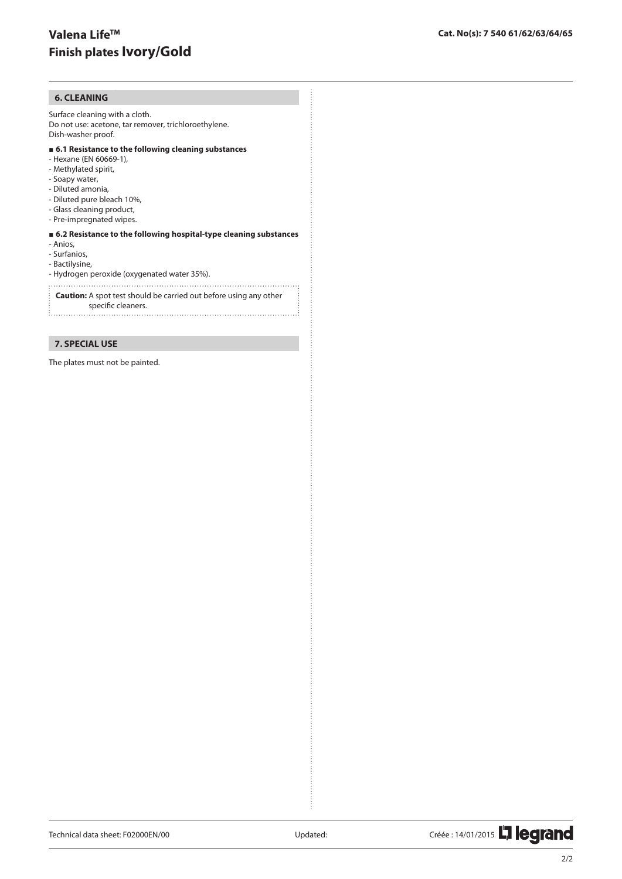## 6. CLEANING

Surface cleaning with a cloth.
Do not use: acetone, tar remover, trichloroethylene.
Dish-washer proof.

■ **6.1 Resistance to the following cleaning substances**

- Hexane (EN 60669-1),
- Methylated spirit,
- Soapy water,
- Diluted amonia,
- Diluted pure bleach 10%,
- Glass cleaning product,
- Pre-impregnated wipes.

■ **6.2 Resistance to the following hospital-type cleaning substances**

- Anios,
- Surfanios,
- Bactilysine,
- Hydrogen peroxide (oxygenated water 35%).

**Caution:** A spot test should be carried out before using any other specific cleaners.

## 7. SPECIAL USE

The plates must not be painted.